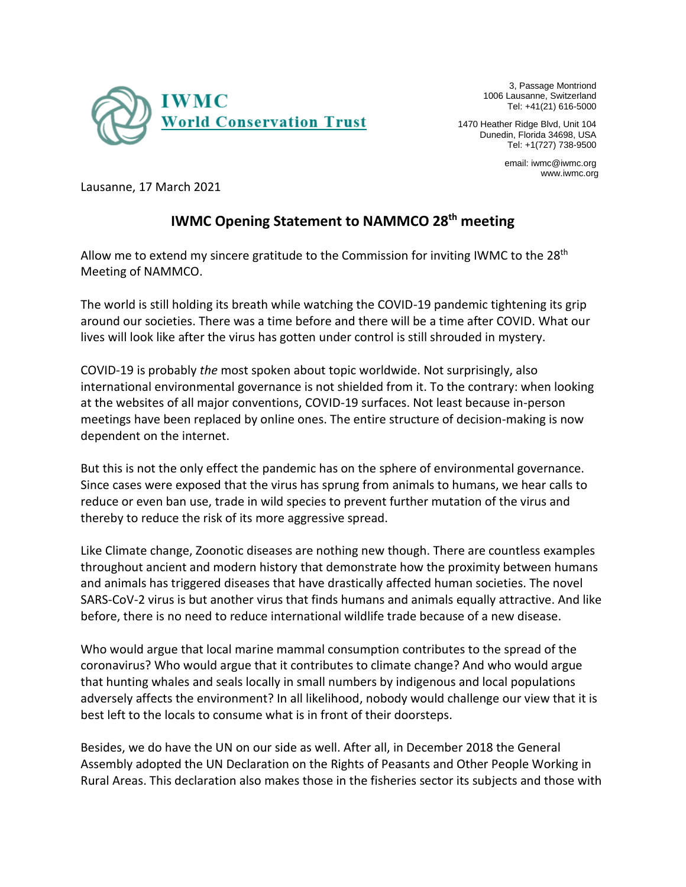IWMC
World Conservation Trust

3, Passage Montriond
1006 Lausanne, Switzerland
Tel: +41(21) 616-5000

1470 Heather Ridge Blvd, Unit 104
Dunedin, Florida 34698, USA
Tel: +1(727) 738-9500

email: iwmc@iwmc.org
www.iwmc.org

Lausanne, 17 March 2021

# IWMC Opening Statement to NAMMCO 28th meeting

Allow me to extend my sincere gratitude to the Commission for inviting IWMC to the 28th Meeting of NAMMCO.

The world is still holding its breath while watching the COVID-19 pandemic tightening its grip around our societies. There was a time before and there will be a time after COVID. What our lives will look like after the virus has gotten under control is still shrouded in mystery.

COVID-19 is probably *the* most spoken about topic worldwide. Not surprisingly, also international environmental governance is not shielded from it. To the contrary: when looking at the websites of all major conventions, COVID-19 surfaces. Not least because in-person meetings have been replaced by online ones. The entire structure of decision-making is now dependent on the internet.

But this is not the only effect the pandemic has on the sphere of environmental governance. Since cases were exposed that the virus has sprung from animals to humans, we hear calls to reduce or even ban use, trade in wild species to prevent further mutation of the virus and thereby to reduce the risk of its more aggressive spread.

Like Climate change, Zoonotic diseases are nothing new though. There are countless examples throughout ancient and modern history that demonstrate how the proximity between humans and animals has triggered diseases that have drastically affected human societies. The novel SARS-CoV-2 virus is but another virus that finds humans and animals equally attractive. And like before, there is no need to reduce international wildlife trade because of a new disease.

Who would argue that local marine mammal consumption contributes to the spread of the coronavirus? Who would argue that it contributes to climate change? And who would argue that hunting whales and seals locally in small numbers by indigenous and local populations adversely affects the environment? In all likelihood, nobody would challenge our view that it is best left to the locals to consume what is in front of their doorsteps.

Besides, we do have the UN on our side as well. After all, in December 2018 the General Assembly adopted the UN Declaration on the Rights of Peasants and Other People Working in Rural Areas. This declaration also makes those in the fisheries sector its subjects and those with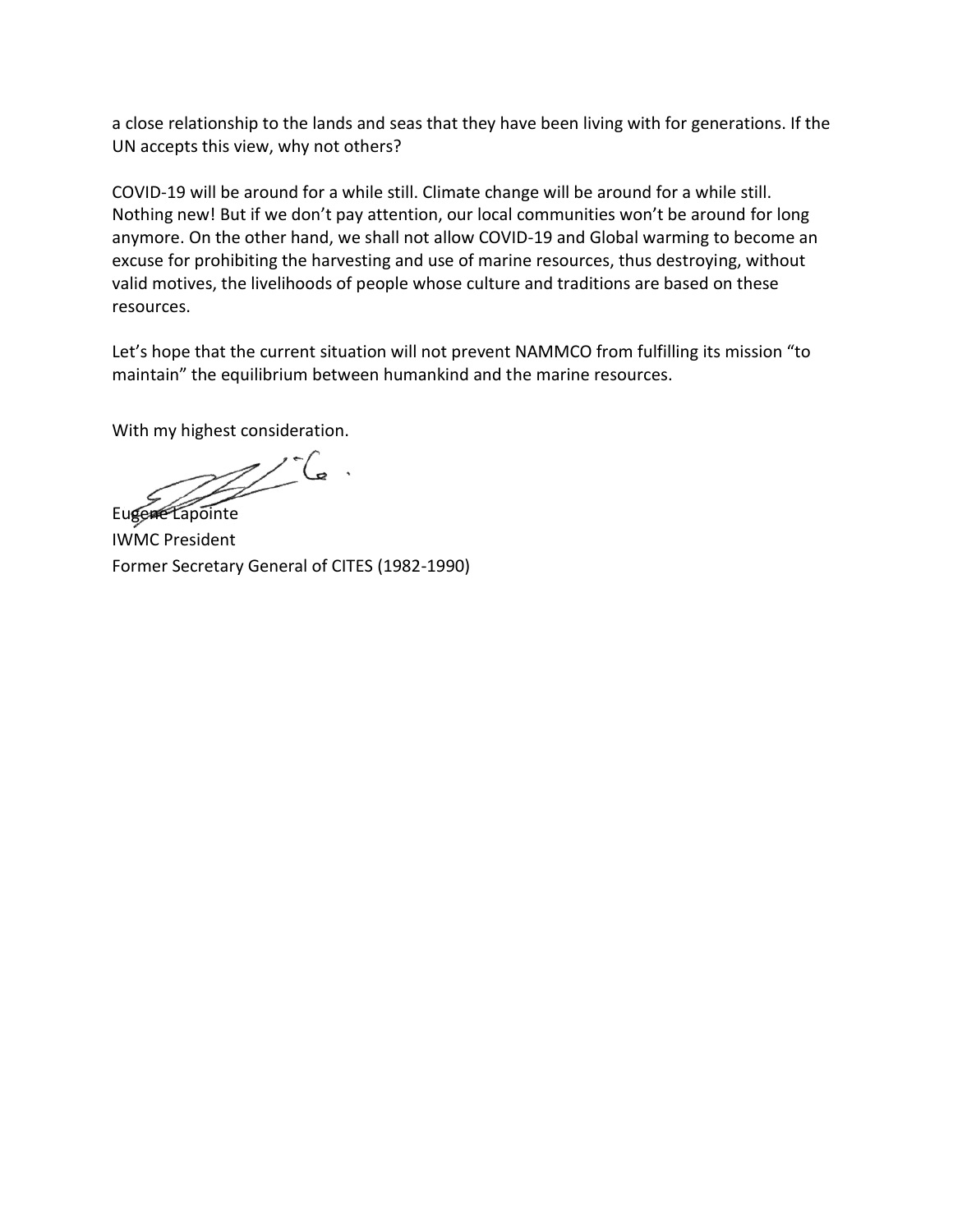a close relationship to the lands and seas that they have been living with for generations. If the UN accepts this view, why not others?

COVID-19 will be around for a while still. Climate change will be around for a while still. Nothing new! But if we don't pay attention, our local communities won't be around for long anymore. On the other hand, we shall not allow COVID-19 and Global warming to become an excuse for prohibiting the harvesting and use of marine resources, thus destroying, without valid motives, the livelihoods of people whose culture and traditions are based on these resources.

Let's hope that the current situation will not prevent NAMMCO from fulfilling its mission "to maintain" the equilibrium between humankind and the marine resources.

With my highest consideration.

Eugene Lapointe
IWMC President
Former Secretary General of CITES (1982-1990)